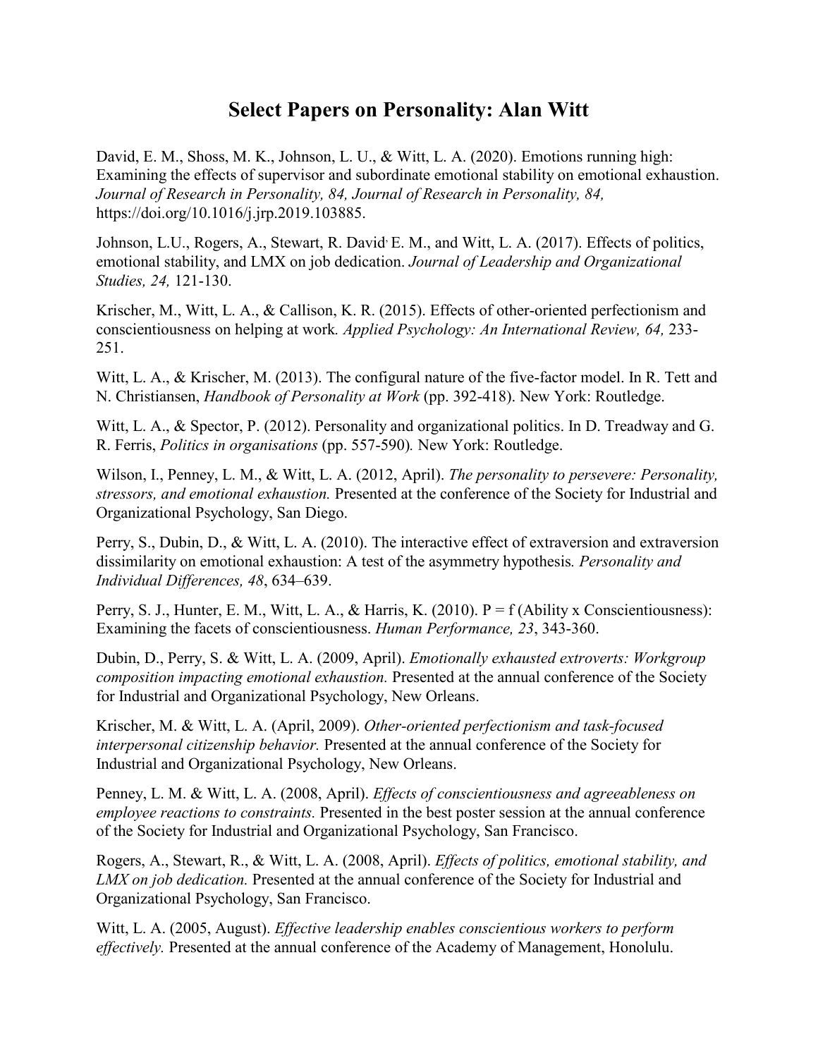# Select Papers on Personality: Alan Witt

David, E. M., Shoss, M. K., Johnson, L. U., & Witt, L. A. (2020). Emotions running high: Examining the effects of supervisor and subordinate emotional stability on emotional exhaustion. *Journal of Research in Personality, 84, Journal of Research in Personality, 84,* https://doi.org/10.1016/j.jrp.2019.103885.

Johnson, L.U., Rogers, A., Stewart, R. David, E. M., and Witt, L. A. (2017). Effects of politics, emotional stability, and LMX on job dedication. *Journal of Leadership and Organizational Studies, 24,* 121-130.

Krischer, M., Witt, L. A., & Callison, K. R. (2015). Effects of other-oriented perfectionism and conscientiousness on helping at work*. Applied Psychology: An International Review, 64,* 233-251.

Witt, L. A., & Krischer, M. (2013). The configural nature of the five-factor model. In R. Tett and N. Christiansen, *Handbook of Personality at Work* (pp. 392-418). New York: Routledge.

Witt, L. A., & Spector, P. (2012). Personality and organizational politics. In D. Treadway and G. R. Ferris, *Politics in organisations* (pp. 557-590)*.* New York: Routledge.

Wilson, I., Penney, L. M., & Witt, L. A. (2012, April). *The personality to persevere: Personality, stressors, and emotional exhaustion.* Presented at the conference of the Society for Industrial and Organizational Psychology, San Diego.

Perry, S., Dubin, D., & Witt, L. A. (2010). The interactive effect of extraversion and extraversion dissimilarity on emotional exhaustion: A test of the asymmetry hypothesis*. Personality and Individual Differences, 48*, 634–639.

Perry, S. J., Hunter, E. M., Witt, L. A., & Harris, K. (2010). P = f (Ability x Conscientiousness): Examining the facets of conscientiousness. *Human Performance, 23*, 343-360.

Dubin, D., Perry, S. & Witt, L. A. (2009, April). *Emotionally exhausted extroverts: Workgroup composition impacting emotional exhaustion.* Presented at the annual conference of the Society for Industrial and Organizational Psychology, New Orleans.

Krischer, M. & Witt, L. A. (April, 2009). *Other-oriented perfectionism and task-focused interpersonal citizenship behavior.* Presented at the annual conference of the Society for Industrial and Organizational Psychology, New Orleans.

Penney, L. M. & Witt, L. A. (2008, April). *Effects of conscientiousness and agreeableness on employee reactions to constraints.* Presented in the best poster session at the annual conference of the Society for Industrial and Organizational Psychology, San Francisco.

Rogers, A., Stewart, R., & Witt, L. A. (2008, April). *Effects of politics, emotional stability, and LMX on job dedication.* Presented at the annual conference of the Society for Industrial and Organizational Psychology, San Francisco.

Witt, L. A. (2005, August). *Effective leadership enables conscientious workers to perform effectively.* Presented at the annual conference of the Academy of Management, Honolulu.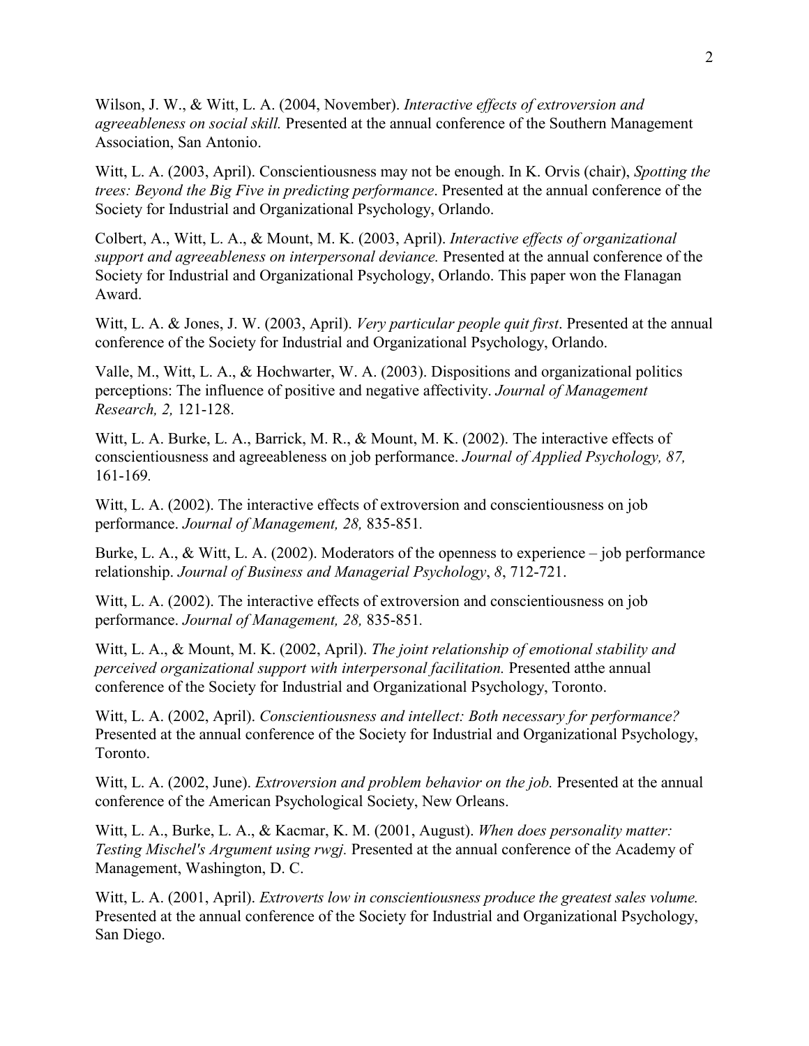Wilson, J. W., & Witt, L. A. (2004, November). *Interactive effects of extroversion and agreeableness on social skill.* Presented at the annual conference of the Southern Management Association, San Antonio.

Witt, L. A. (2003, April). Conscientiousness may not be enough. In K. Orvis (chair), *Spotting the trees: Beyond the Big Five in predicting performance*. Presented at the annual conference of the Society for Industrial and Organizational Psychology, Orlando.

Colbert, A., Witt, L. A., & Mount, M. K. (2003, April). *Interactive effects of organizational support and agreeableness on interpersonal deviance.* Presented at the annual conference of the Society for Industrial and Organizational Psychology, Orlando. This paper won the Flanagan Award.

Witt, L. A. & Jones, J. W. (2003, April). *Very particular people quit first*. Presented at the annual conference of the Society for Industrial and Organizational Psychology, Orlando.

Valle, M., Witt, L. A., & Hochwarter, W. A. (2003). Dispositions and organizational politics perceptions: The influence of positive and negative affectivity. *Journal of Management Research, 2,* 121-128.

Witt, L. A. Burke, L. A., Barrick, M. R., & Mount, M. K. (2002). The interactive effects of conscientiousness and agreeableness on job performance. *Journal of Applied Psychology, 87,* 161-169.

Witt, L. A. (2002). The interactive effects of extroversion and conscientiousness on job performance. *Journal of Management, 28,* 835-851.

Burke, L. A., & Witt, L. A. (2002). Moderators of the openness to experience – job performance relationship. *Journal of Business and Managerial Psychology*, *8*, 712-721.

Witt, L. A. (2002). The interactive effects of extroversion and conscientiousness on job performance. *Journal of Management, 28,* 835-851.

Witt, L. A., & Mount, M. K. (2002, April). *The joint relationship of emotional stability and perceived organizational support with interpersonal facilitation.* Presented atthe annual conference of the Society for Industrial and Organizational Psychology, Toronto.

Witt, L. A. (2002, April). *Conscientiousness and intellect: Both necessary for performance?* Presented at the annual conference of the Society for Industrial and Organizational Psychology, Toronto.

Witt, L. A. (2002, June). *Extroversion and problem behavior on the job.* Presented at the annual conference of the American Psychological Society, New Orleans.

Witt, L. A., Burke, L. A., & Kacmar, K. M. (2001, August). *When does personality matter: Testing Mischel's Argument using rwgj.* Presented at the annual conference of the Academy of Management, Washington, D. C.

Witt, L. A. (2001, April). *Extroverts low in conscientiousness produce the greatest sales volume.* Presented at the annual conference of the Society for Industrial and Organizational Psychology, San Diego.